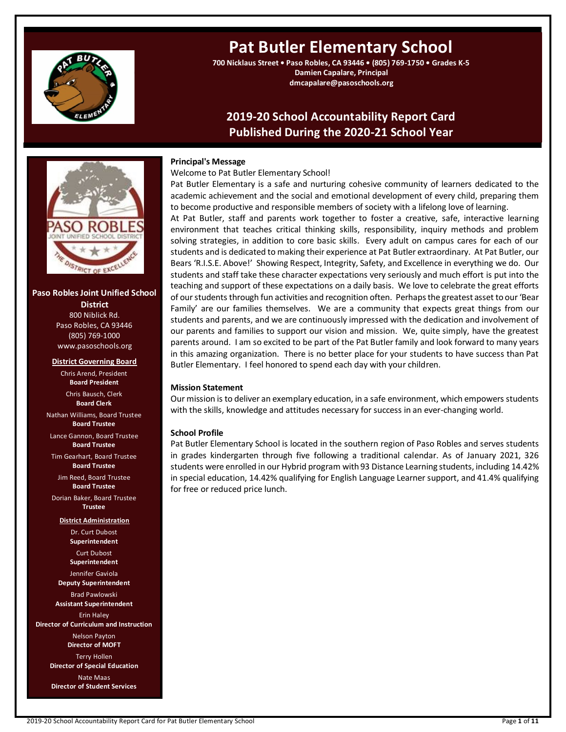# Pat Butler Elementary School

**700 Nicklaus Street • Paso Robles, CA 93446 • (805) 769-1750 • Grades K-5**
**Damien Capalare, Principal**
**dmcapalare@pasoschools.org**

## 2019-20 School Accountability Report Card
## Published During the 2020-21 School Year

**Paso Robles Joint Unified School District**
800 Niblick Rd.
Paso Robles, CA 93446
(805) 769-1000
www.pasoschools.org

**District Governing Board**

Chris Arend, President
**Board President**

Chris Bausch, Clerk
**Board Clerk**

Nathan Williams, Board Trustee
**Board Trustee**

Lance Gannon, Board Trustee
**Board Trustee**

Tim Gearhart, Board Trustee
**Board Trustee**

Jim Reed, Board Trustee
**Board Trustee**

Dorian Baker, Board Trustee
**Trustee**

**District Administration**

Dr. Curt Dubost
**Superintendent**

Curt Dubost
**Superintendent**

Jennifer Gaviola
**Deputy Superintendent**

Brad Pawlowski
**Assistant Superintendent**

Erin Haley
**Director of Curriculum and Instruction**

Nelson Payton
**Director of MOFT**

Terry Hollen
**Director of Special Education**

Nate Maas
**Director of Student Services**

### Principal's Message

Welcome to Pat Butler Elementary School!

Pat Butler Elementary is a safe and nurturing cohesive community of learners dedicated to the academic achievement and the social and emotional development of every child, preparing them to become productive and responsible members of society with a lifelong love of learning.

At Pat Butler, staff and parents work together to foster a creative, safe, interactive learning environment that teaches critical thinking skills, responsibility, inquiry methods and problem solving strategies, in addition to core basic skills. Every adult on campus cares for each of our students and is dedicated to making their experience at Pat Butler extraordinary. At Pat Butler, our Bears 'R.I.S.E. Above!' Showing Respect, Integrity, Safety, and Excellence in everything we do. Our students and staff take these character expectations very seriously and much effort is put into the teaching and support of these expectations on a daily basis. We love to celebrate the great efforts of our students through fun activities and recognition often. Perhaps the greatest asset to our 'Bear Family' are our families themselves. We are a community that expects great things from our students and parents, and we are continuously impressed with the dedication and involvement of our parents and families to support our vision and mission. We, quite simply, have the greatest parents around. I am so excited to be part of the Pat Butler family and look forward to many years in this amazing organization. There is no better place for your students to have success than Pat Butler Elementary. I feel honored to spend each day with your children.

### Mission Statement

Our mission is to deliver an exemplary education, in a safe environment, which empowers students with the skills, knowledge and attitudes necessary for success in an ever-changing world.

### School Profile

Pat Butler Elementary School is located in the southern region of Paso Robles and serves students in grades kindergarten through five following a traditional calendar. As of January 2021, 326 students were enrolled in our Hybrid program with 93 Distance Learning students, including 14.42% in special education, 14.42% qualifying for English Language Learner support, and 41.4% qualifying for free or reduced price lunch.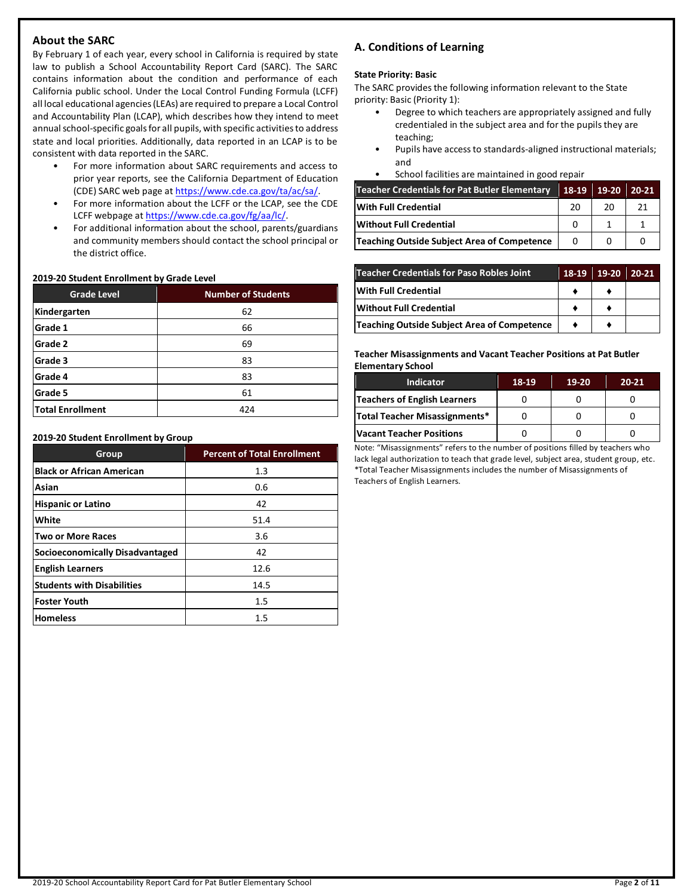## About the SARC

By February 1 of each year, every school in California is required by state law to publish a School Accountability Report Card (SARC). The SARC contains information about the condition and performance of each California public school. Under the Local Control Funding Formula (LCFF) all local educational agencies (LEAs) are required to prepare a Local Control and Accountability Plan (LCAP), which describes how they intend to meet annual school-specific goals for all pupils, with specific activities to address state and local priorities. Additionally, data reported in an LCAP is to be consistent with data reported in the SARC.

- For more information about SARC requirements and access to prior year reports, see the California Department of Education (CDE) SARC web page at https://www.cde.ca.gov/ta/ac/sa/.
- For more information about the LCFF or the LCAP, see the CDE LCFF webpage at https://www.cde.ca.gov/fg/aa/lc/.
- For additional information about the school, parents/guardians and community members should contact the school principal or the district office.

**2019-20 Student Enrollment by Grade Level**

| Grade Level | Number of Students |
|---|---|
| Kindergarten | 62 |
| Grade 1 | 66 |
| Grade 2 | 69 |
| Grade 3 | 83 |
| Grade 4 | 83 |
| Grade 5 | 61 |
| Total Enrollment | 424 |

**2019-20 Student Enrollment by Group**

| Group | Percent of Total Enrollment |
|---|---|
| Black or African American | 1.3 |
| Asian | 0.6 |
| Hispanic or Latino | 42 |
| White | 51.4 |
| Two or More Races | 3.6 |
| Socioeconomically Disadvantaged | 42 |
| English Learners | 12.6 |
| Students with Disabilities | 14.5 |
| Foster Youth | 1.5 |
| Homeless | 1.5 |

## A. Conditions of Learning

**State Priority: Basic**

The SARC provides the following information relevant to the State priority: Basic (Priority 1):

- Degree to which teachers are appropriately assigned and fully credentialed in the subject area and for the pupils they are teaching;
- Pupils have access to standards-aligned instructional materials; and
- School facilities are maintained in good repair

| Teacher Credentials for Pat Butler Elementary | 18-19 | 19-20 | 20-21 |
|---|---|---|---|
| With Full Credential | 20 | 20 | 21 |
| Without Full Credential | 0 | 1 | 1 |
| Teaching Outside Subject Area of Competence | 0 | 0 | 0 |

| Teacher Credentials for Paso Robles Joint | 18-19 | 19-20 | 20-21 |
|---|---|---|---|
| With Full Credential | ♦ | ♦ | |
| Without Full Credential | ♦ | ♦ | |
| Teaching Outside Subject Area of Competence | ♦ | ♦ | |

**Teacher Misassignments and Vacant Teacher Positions at Pat Butler Elementary School**

| Indicator | 18-19 | 19-20 | 20-21 |
|---|---|---|---|
| Teachers of English Learners | 0 | 0 | 0 |
| Total Teacher Misassignments* | 0 | 0 | 0 |
| Vacant Teacher Positions | 0 | 0 | 0 |

Note: "Misassignments" refers to the number of positions filled by teachers who lack legal authorization to teach that grade level, subject area, student group, etc.
*Total Teacher Misassignments includes the number of Misassignments of Teachers of English Learners.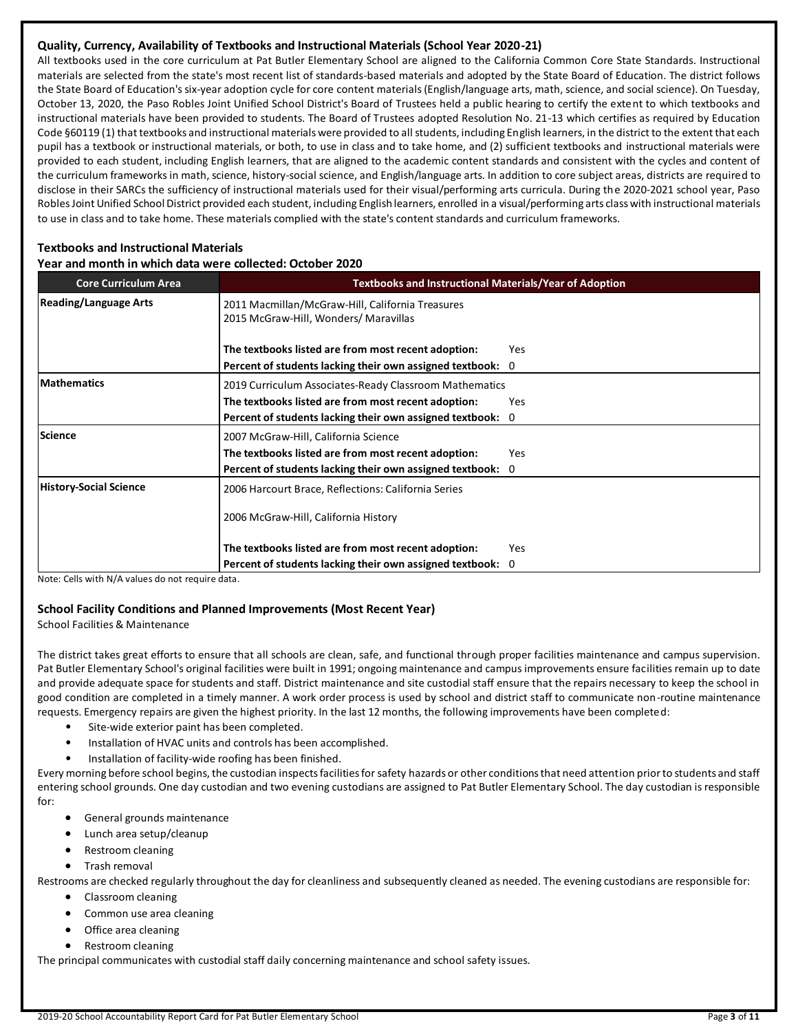### Quality, Currency, Availability of Textbooks and Instructional Materials (School Year 2020-21)

All textbooks used in the core curriculum at Pat Butler Elementary School are aligned to the California Common Core State Standards. Instructional materials are selected from the state's most recent list of standards-based materials and adopted by the State Board of Education. The district follows the State Board of Education's six-year adoption cycle for core content materials (English/language arts, math, science, and social science). On Tuesday, October 13, 2020, the Paso Robles Joint Unified School District's Board of Trustees held a public hearing to certify the extent to which textbooks and instructional materials have been provided to students. The Board of Trustees adopted Resolution No. 21-13 which certifies as required by Education Code §60119 (1) that textbooks and instructional materials were provided to all students, including English learners, in the district to the extent that each pupil has a textbook or instructional materials, or both, to use in class and to take home, and (2) sufficient textbooks and instructional materials were provided to each student, including English learners, that are aligned to the academic content standards and consistent with the cycles and content of the curriculum frameworks in math, science, history-social science, and English/language arts. In addition to core subject areas, districts are required to disclose in their SARCs the sufficiency of instructional materials used for their visual/performing arts curricula. During the 2020-2021 school year, Paso Robles Joint Unified School District provided each student, including English learners, enrolled in a visual/performing arts class with instructional materials to use in class and to take home. These materials complied with the state's content standards and curriculum frameworks.

### Textbooks and Instructional Materials

**Year and month in which data were collected: October 2020**

| Core Curriculum Area | Textbooks and Instructional Materials/Year of Adoption |
|---|---|
| **Reading/Language Arts** | 2011 Macmillan/McGraw-Hill, California Treasures<br>2015 McGraw-Hill, Wonders/ Maravillas<br><br>**The textbooks listed are from most recent adoption:** Yes<br>**Percent of students lacking their own assigned textbook:** 0 |
| **Mathematics** | 2019 Curriculum Associates-Ready Classroom Mathematics<br>**The textbooks listed are from most recent adoption:** Yes<br>**Percent of students lacking their own assigned textbook:** 0 |
| **Science** | 2007 McGraw-Hill, California Science<br>**The textbooks listed are from most recent adoption:** Yes<br>**Percent of students lacking their own assigned textbook:** 0 |
| **History-Social Science** | 2006 Harcourt Brace, Reflections: California Series<br><br>2006 McGraw-Hill, California History<br><br>**The textbooks listed are from most recent adoption:** Yes<br>**Percent of students lacking their own assigned textbook:** 0 |

Note: Cells with N/A values do not require data.

### School Facility Conditions and Planned Improvements (Most Recent Year)

School Facilities & Maintenance

The district takes great efforts to ensure that all schools are clean, safe, and functional through proper facilities maintenance and campus supervision. Pat Butler Elementary School's original facilities were built in 1991; ongoing maintenance and campus improvements ensure facilities remain up to date and provide adequate space for students and staff. District maintenance and site custodial staff ensure that the repairs necessary to keep the school in good condition are completed in a timely manner. A work order process is used by school and district staff to communicate non-routine maintenance requests. Emergency repairs are given the highest priority. In the last 12 months, the following improvements have been completed:

- Site-wide exterior paint has been completed.
- Installation of HVAC units and controls has been accomplished.
- Installation of facility-wide roofing has been finished.

Every morning before school begins, the custodian inspects facilities for safety hazards or other conditions that need attention prior to students and staff entering school grounds. One day custodian and two evening custodians are assigned to Pat Butler Elementary School. The day custodian is responsible for:

- General grounds maintenance
- Lunch area setup/cleanup
- Restroom cleaning
- Trash removal

Restrooms are checked regularly throughout the day for cleanliness and subsequently cleaned as needed. The evening custodians are responsible for:

- Classroom cleaning
- Common use area cleaning
- Office area cleaning
- Restroom cleaning

The principal communicates with custodial staff daily concerning maintenance and school safety issues.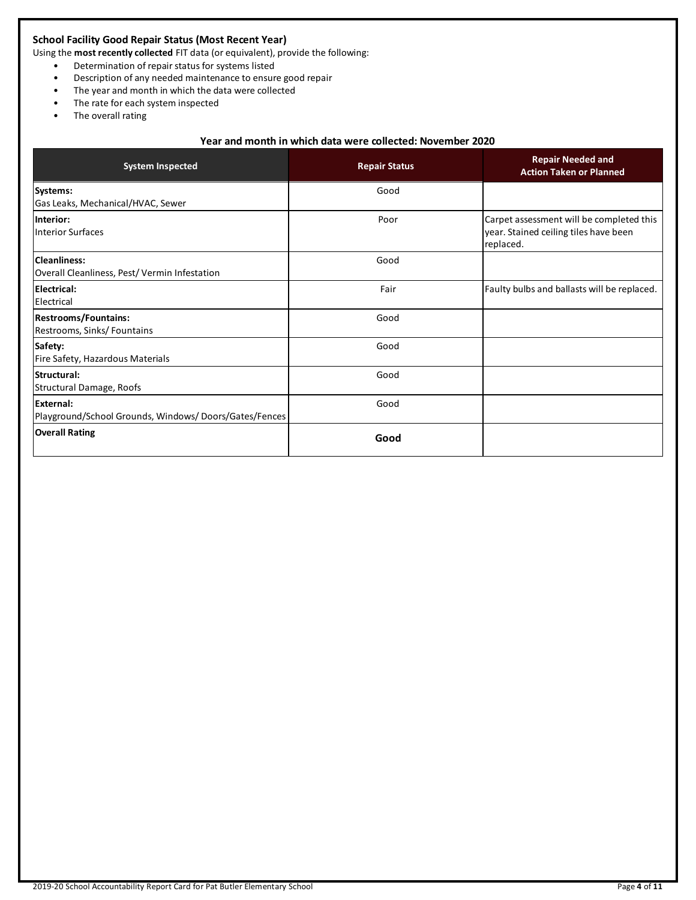### School Facility Good Repair Status (Most Recent Year)

Using the **most recently collected** FIT data (or equivalent), provide the following:

- Determination of repair status for systems listed
- Description of any needed maintenance to ensure good repair
- The year and month in which the data were collected
- The rate for each system inspected
- The overall rating

**Year and month in which data were collected: November 2020**

| System Inspected | Repair Status | Repair Needed and Action Taken or Planned |
|---|---|---|
| **Systems:** Gas Leaks, Mechanical/HVAC, Sewer | Good | |
| **Interior:** Interior Surfaces | Poor | Carpet assessment will be completed this year. Stained ceiling tiles have been replaced. |
| **Cleanliness:** Overall Cleanliness, Pest/ Vermin Infestation | Good | |
| **Electrical:** Electrical | Fair | Faulty bulbs and ballasts will be replaced. |
| **Restrooms/Fountains:** Restrooms, Sinks/ Fountains | Good | |
| **Safety:** Fire Safety, Hazardous Materials | Good | |
| **Structural:** Structural Damage, Roofs | Good | |
| **External:** Playground/School Grounds, Windows/ Doors/Gates/Fences | Good | |
| **Overall Rating** | **Good** | |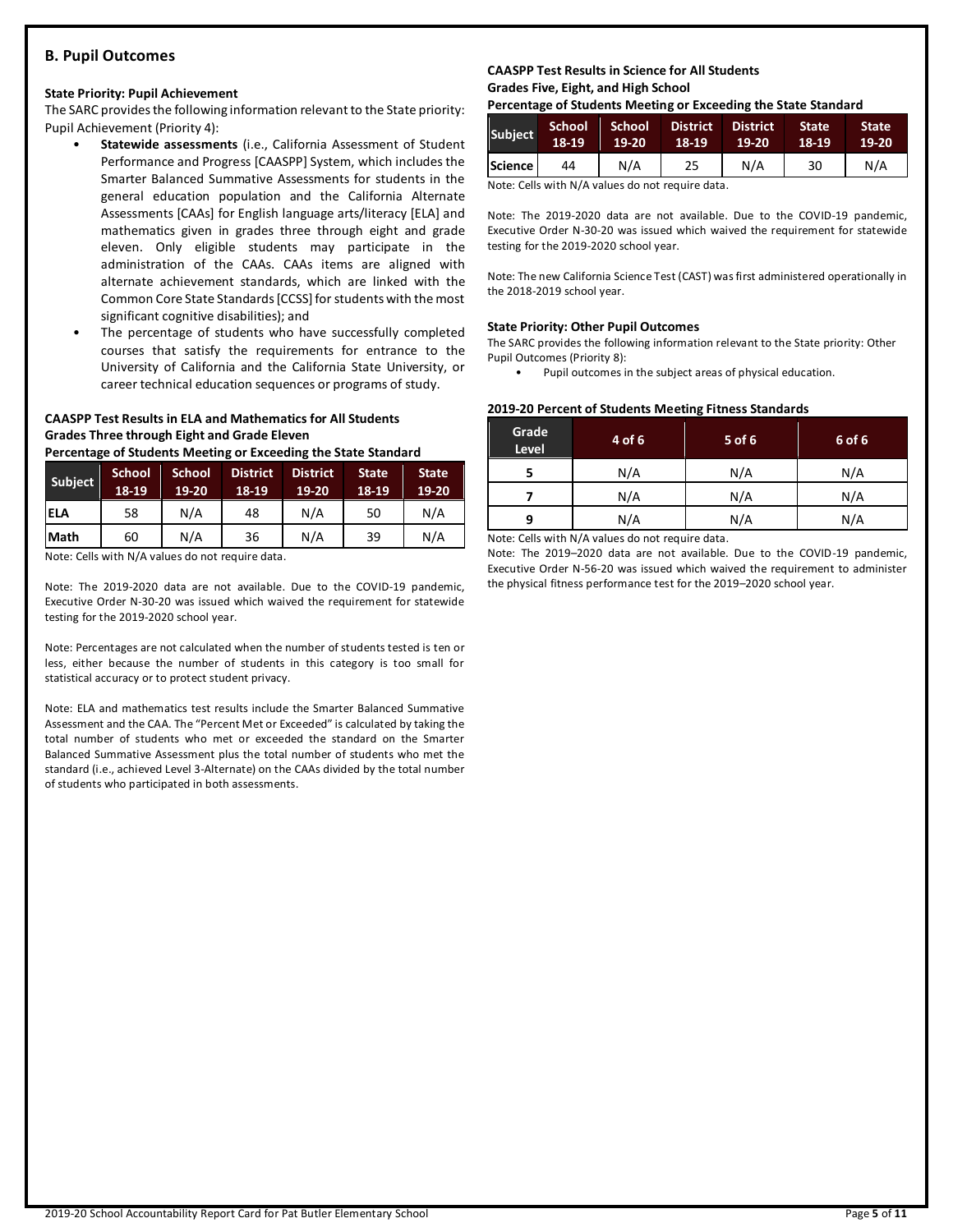## B. Pupil Outcomes

### State Priority: Pupil Achievement

The SARC provides the following information relevant to the State priority: Pupil Achievement (Priority 4):

- **Statewide assessments** (i.e., California Assessment of Student Performance and Progress [CAASPP] System, which includes the Smarter Balanced Summative Assessments for students in the general education population and the California Alternate Assessments [CAAs] for English language arts/literacy [ELA] and mathematics given in grades three through eight and grade eleven. Only eligible students may participate in the administration of the CAAs. CAAs items are aligned with alternate achievement standards, which are linked with the Common Core State Standards [CCSS] for students with the most significant cognitive disabilities); and
- The percentage of students who have successfully completed courses that satisfy the requirements for entrance to the University of California and the California State University, or career technical education sequences or programs of study.

**CAASPP Test Results in ELA and Mathematics for All Students Grades Three through Eight and Grade Eleven Percentage of Students Meeting or Exceeding the State Standard**

| Subject | School 18-19 | School 19-20 | District 18-19 | District 19-20 | State 18-19 | State 19-20 |
|---|---|---|---|---|---|---|
| ELA | 58 | N/A | 48 | N/A | 50 | N/A |
| Math | 60 | N/A | 36 | N/A | 39 | N/A |

Note: Cells with N/A values do not require data.

Note: The 2019-2020 data are not available. Due to the COVID-19 pandemic, Executive Order N-30-20 was issued which waived the requirement for statewide testing for the 2019-2020 school year.

Note: Percentages are not calculated when the number of students tested is ten or less, either because the number of students in this category is too small for statistical accuracy or to protect student privacy.

Note: ELA and mathematics test results include the Smarter Balanced Summative Assessment and the CAA. The "Percent Met or Exceeded" is calculated by taking the total number of students who met or exceeded the standard on the Smarter Balanced Summative Assessment plus the total number of students who met the standard (i.e., achieved Level 3-Alternate) on the CAAs divided by the total number of students who participated in both assessments.

**CAASPP Test Results in Science for All Students Grades Five, Eight, and High School Percentage of Students Meeting or Exceeding the State Standard**

| Subject | School 18-19 | School 19-20 | District 18-19 | District 19-20 | State 18-19 | State 19-20 |
|---|---|---|---|---|---|---|
| Science | 44 | N/A | 25 | N/A | 30 | N/A |

Note: Cells with N/A values do not require data.

Note: The 2019-2020 data are not available. Due to the COVID-19 pandemic, Executive Order N-30-20 was issued which waived the requirement for statewide testing for the 2019-2020 school year.

Note: The new California Science Test (CAST) was first administered operationally in the 2018-2019 school year.

### State Priority: Other Pupil Outcomes

The SARC provides the following information relevant to the State priority: Other Pupil Outcomes (Priority 8):

- Pupil outcomes in the subject areas of physical education.

**2019-20 Percent of Students Meeting Fitness Standards**

| Grade Level | 4 of 6 | 5 of 6 | 6 of 6 |
|---|---|---|---|
| 5 | N/A | N/A | N/A |
| 7 | N/A | N/A | N/A |
| 9 | N/A | N/A | N/A |

Note: Cells with N/A values do not require data.

Note: The 2019–2020 data are not available. Due to the COVID-19 pandemic, Executive Order N-56-20 was issued which waived the requirement to administer the physical fitness performance test for the 2019–2020 school year.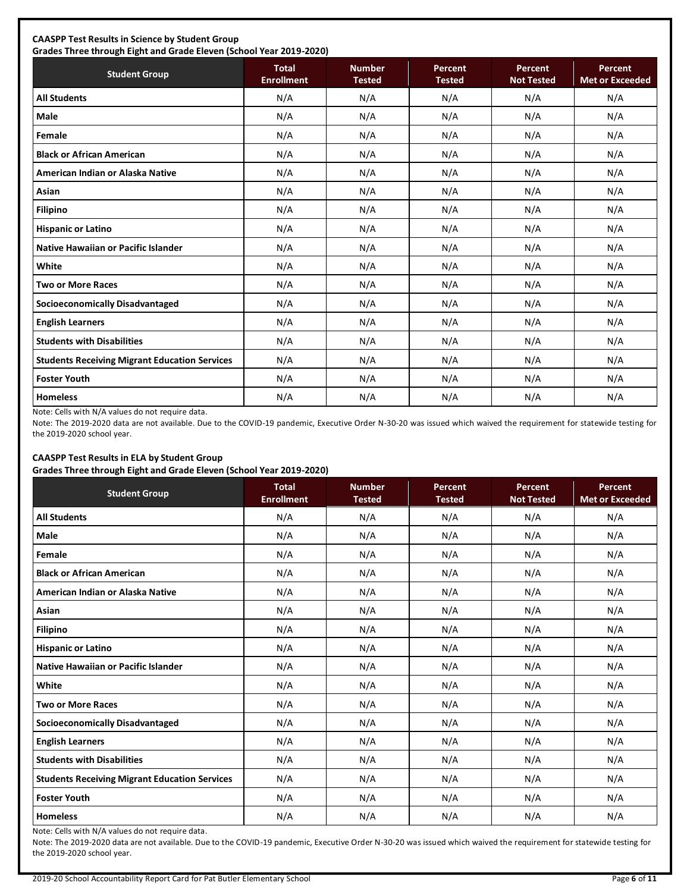**CAASPP Test Results in Science by Student Group**
**Grades Three through Eight and Grade Eleven (School Year 2019-2020)**

| Student Group | Total Enrollment | Number Tested | Percent Tested | Percent Not Tested | Percent Met or Exceeded |
|---|---|---|---|---|---|
| **All Students** | N/A | N/A | N/A | N/A | N/A |
| **Male** | N/A | N/A | N/A | N/A | N/A |
| **Female** | N/A | N/A | N/A | N/A | N/A |
| **Black or African American** | N/A | N/A | N/A | N/A | N/A |
| **American Indian or Alaska Native** | N/A | N/A | N/A | N/A | N/A |
| **Asian** | N/A | N/A | N/A | N/A | N/A |
| **Filipino** | N/A | N/A | N/A | N/A | N/A |
| **Hispanic or Latino** | N/A | N/A | N/A | N/A | N/A |
| **Native Hawaiian or Pacific Islander** | N/A | N/A | N/A | N/A | N/A |
| **White** | N/A | N/A | N/A | N/A | N/A |
| **Two or More Races** | N/A | N/A | N/A | N/A | N/A |
| **Socioeconomically Disadvantaged** | N/A | N/A | N/A | N/A | N/A |
| **English Learners** | N/A | N/A | N/A | N/A | N/A |
| **Students with Disabilities** | N/A | N/A | N/A | N/A | N/A |
| **Students Receiving Migrant Education Services** | N/A | N/A | N/A | N/A | N/A |
| **Foster Youth** | N/A | N/A | N/A | N/A | N/A |
| **Homeless** | N/A | N/A | N/A | N/A | N/A |

Note: Cells with N/A values do not require data.

Note: The 2019-2020 data are not available. Due to the COVID-19 pandemic, Executive Order N-30-20 was issued which waived the requirement for statewide testing for the 2019-2020 school year.

**CAASPP Test Results in ELA by Student Group**
**Grades Three through Eight and Grade Eleven (School Year 2019-2020)**

| Student Group | Total Enrollment | Number Tested | Percent Tested | Percent Not Tested | Percent Met or Exceeded |
|---|---|---|---|---|---|
| **All Students** | N/A | N/A | N/A | N/A | N/A |
| **Male** | N/A | N/A | N/A | N/A | N/A |
| **Female** | N/A | N/A | N/A | N/A | N/A |
| **Black or African American** | N/A | N/A | N/A | N/A | N/A |
| **American Indian or Alaska Native** | N/A | N/A | N/A | N/A | N/A |
| **Asian** | N/A | N/A | N/A | N/A | N/A |
| **Filipino** | N/A | N/A | N/A | N/A | N/A |
| **Hispanic or Latino** | N/A | N/A | N/A | N/A | N/A |
| **Native Hawaiian or Pacific Islander** | N/A | N/A | N/A | N/A | N/A |
| **White** | N/A | N/A | N/A | N/A | N/A |
| **Two or More Races** | N/A | N/A | N/A | N/A | N/A |
| **Socioeconomically Disadvantaged** | N/A | N/A | N/A | N/A | N/A |
| **English Learners** | N/A | N/A | N/A | N/A | N/A |
| **Students with Disabilities** | N/A | N/A | N/A | N/A | N/A |
| **Students Receiving Migrant Education Services** | N/A | N/A | N/A | N/A | N/A |
| **Foster Youth** | N/A | N/A | N/A | N/A | N/A |
| **Homeless** | N/A | N/A | N/A | N/A | N/A |

Note: Cells with N/A values do not require data.

Note: The 2019-2020 data are not available. Due to the COVID-19 pandemic, Executive Order N-30-20 was issued which waived the requirement for statewide testing for the 2019-2020 school year.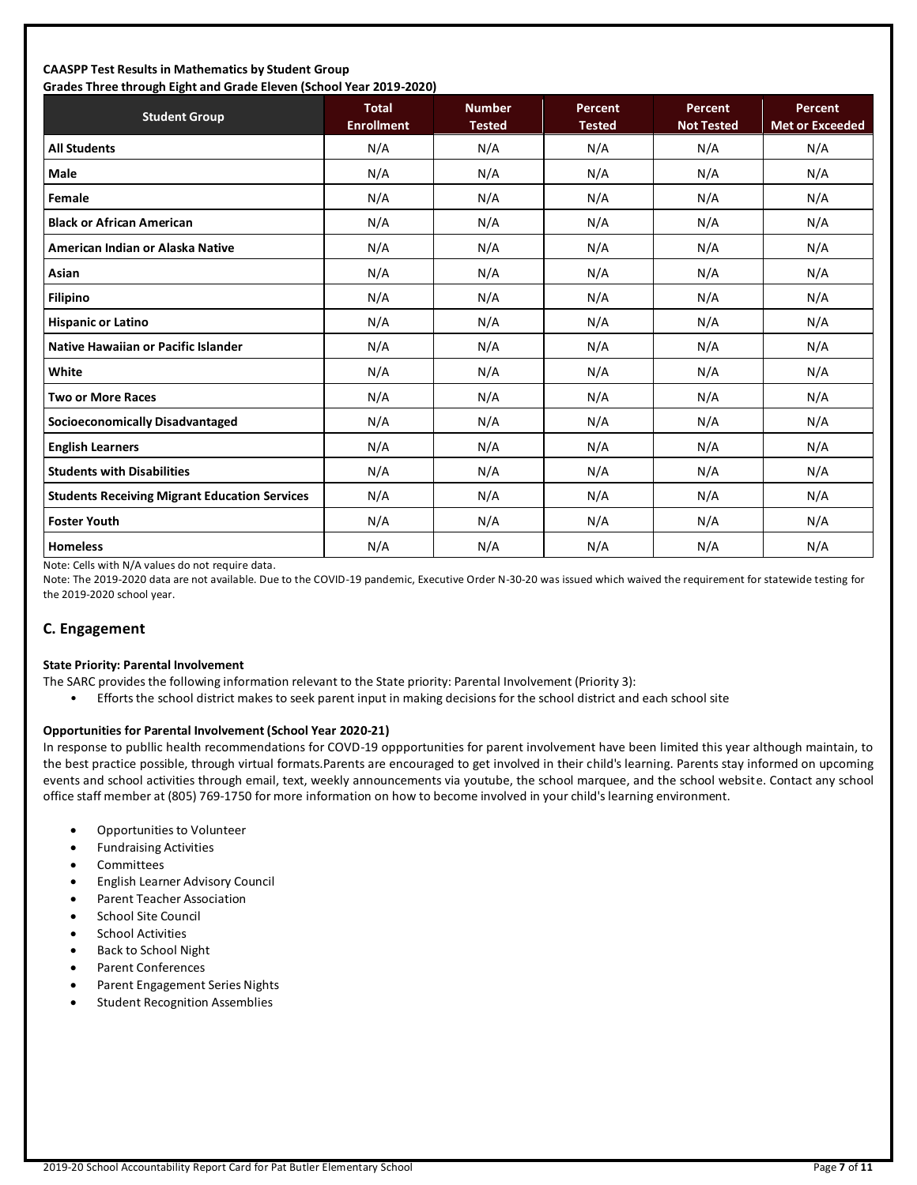**CAASPP Test Results in Mathematics by Student Group**
**Grades Three through Eight and Grade Eleven (School Year 2019-2020)**

| Student Group | Total Enrollment | Number Tested | Percent Tested | Percent Not Tested | Percent Met or Exceeded |
|---|---|---|---|---|---|
| **All Students** | N/A | N/A | N/A | N/A | N/A |
| **Male** | N/A | N/A | N/A | N/A | N/A |
| **Female** | N/A | N/A | N/A | N/A | N/A |
| **Black or African American** | N/A | N/A | N/A | N/A | N/A |
| **American Indian or Alaska Native** | N/A | N/A | N/A | N/A | N/A |
| **Asian** | N/A | N/A | N/A | N/A | N/A |
| **Filipino** | N/A | N/A | N/A | N/A | N/A |
| **Hispanic or Latino** | N/A | N/A | N/A | N/A | N/A |
| **Native Hawaiian or Pacific Islander** | N/A | N/A | N/A | N/A | N/A |
| **White** | N/A | N/A | N/A | N/A | N/A |
| **Two or More Races** | N/A | N/A | N/A | N/A | N/A |
| **Socioeconomically Disadvantaged** | N/A | N/A | N/A | N/A | N/A |
| **English Learners** | N/A | N/A | N/A | N/A | N/A |
| **Students with Disabilities** | N/A | N/A | N/A | N/A | N/A |
| **Students Receiving Migrant Education Services** | N/A | N/A | N/A | N/A | N/A |
| **Foster Youth** | N/A | N/A | N/A | N/A | N/A |
| **Homeless** | N/A | N/A | N/A | N/A | N/A |

Note: Cells with N/A values do not require data.

Note: The 2019-2020 data are not available. Due to the COVID-19 pandemic, Executive Order N-30-20 was issued which waived the requirement for statewide testing for the 2019-2020 school year.

## C. Engagement

**State Priority: Parental Involvement**

The SARC provides the following information relevant to the State priority: Parental Involvement (Priority 3):

- Efforts the school district makes to seek parent input in making decisions for the school district and each school site

**Opportunities for Parental Involvement (School Year 2020-21)**

In response to publlic health recommendations for COVD-19 oppportunities for parent involvement have been limited this year although maintain, to the best practice possible, through virtual formats.Parents are encouraged to get involved in their child's learning. Parents stay informed on upcoming events and school activities through email, text, weekly announcements via youtube, the school marquee, and the school website. Contact any school office staff member at (805) 769-1750 for more information on how to become involved in your child's learning environment.

- Opportunities to Volunteer
- Fundraising Activities
- Committees
- English Learner Advisory Council
- Parent Teacher Association
- School Site Council
- School Activities
- Back to School Night
- Parent Conferences
- Parent Engagement Series Nights
- Student Recognition Assemblies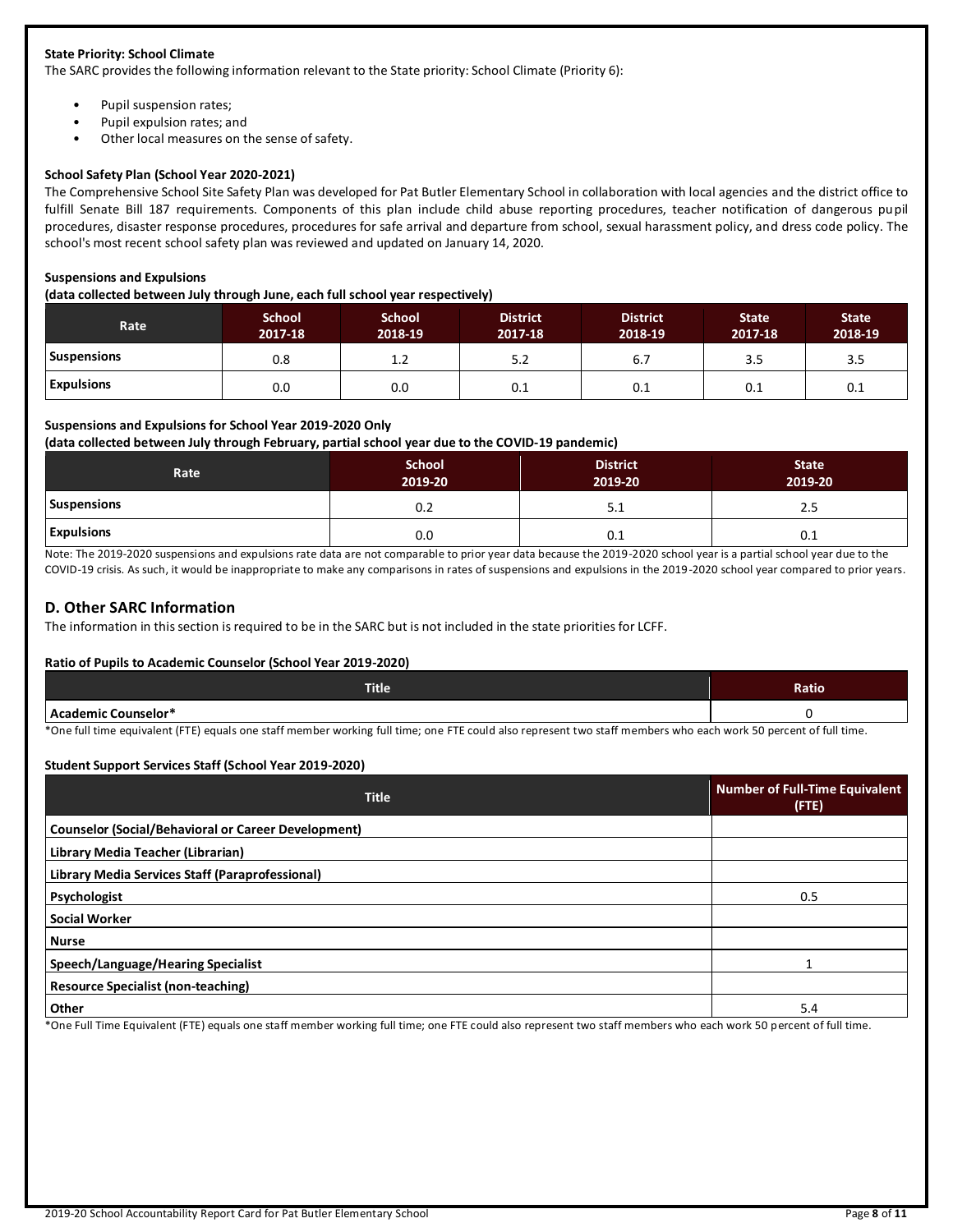**State Priority: School Climate**

The SARC provides the following information relevant to the State priority: School Climate (Priority 6):

- Pupil suspension rates;
- Pupil expulsion rates; and
- Other local measures on the sense of safety.

**School Safety Plan (School Year 2020-2021)**

The Comprehensive School Site Safety Plan was developed for Pat Butler Elementary School in collaboration with local agencies and the district office to fulfill Senate Bill 187 requirements. Components of this plan include child abuse reporting procedures, teacher notification of dangerous pupil procedures, disaster response procedures, procedures for safe arrival and departure from school, sexual harassment policy, and dress code policy. The school's most recent school safety plan was reviewed and updated on January 14, 2020.

**Suspensions and Expulsions**

**(data collected between July through June, each full school year respectively)**

| Rate | School 2017-18 | School 2018-19 | District 2017-18 | District 2018-19 | State 2017-18 | State 2018-19 |
|---|---|---|---|---|---|---|
| Suspensions | 0.8 | 1.2 | 5.2 | 6.7 | 3.5 | 3.5 |
| Expulsions | 0.0 | 0.0 | 0.1 | 0.1 | 0.1 | 0.1 |

**Suspensions and Expulsions for School Year 2019-2020 Only**

**(data collected between July through February, partial school year due to the COVID-19 pandemic)**

| Rate | School 2019-20 | District 2019-20 | State 2019-20 |
|---|---|---|---|
| Suspensions | 0.2 | 5.1 | 2.5 |
| Expulsions | 0.0 | 0.1 | 0.1 |

Note: The 2019-2020 suspensions and expulsions rate data are not comparable to prior year data because the 2019-2020 school year is a partial school year due to the COVID-19 crisis. As such, it would be inappropriate to make any comparisons in rates of suspensions and expulsions in the 2019-2020 school year compared to prior years.

## D. Other SARC Information

The information in this section is required to be in the SARC but is not included in the state priorities for LCFF.

**Ratio of Pupils to Academic Counselor (School Year 2019-2020)**

| Title | Ratio |
|---|---|
| Academic Counselor* | 0 |

*One full time equivalent (FTE) equals one staff member working full time; one FTE could also represent two staff members who each work 50 percent of full time.

**Student Support Services Staff (School Year 2019-2020)**

| Title | Number of Full-Time Equivalent (FTE) |
|---|---|
| Counselor (Social/Behavioral or Career Development) | |
| Library Media Teacher (Librarian) | |
| Library Media Services Staff (Paraprofessional) | |
| Psychologist | 0.5 |
| Social Worker | |
| Nurse | |
| Speech/Language/Hearing Specialist | 1 |
| Resource Specialist (non-teaching) | |
| Other | 5.4 |

*One Full Time Equivalent (FTE) equals one staff member working full time; one FTE could also represent two staff members who each work 50 percent of full time.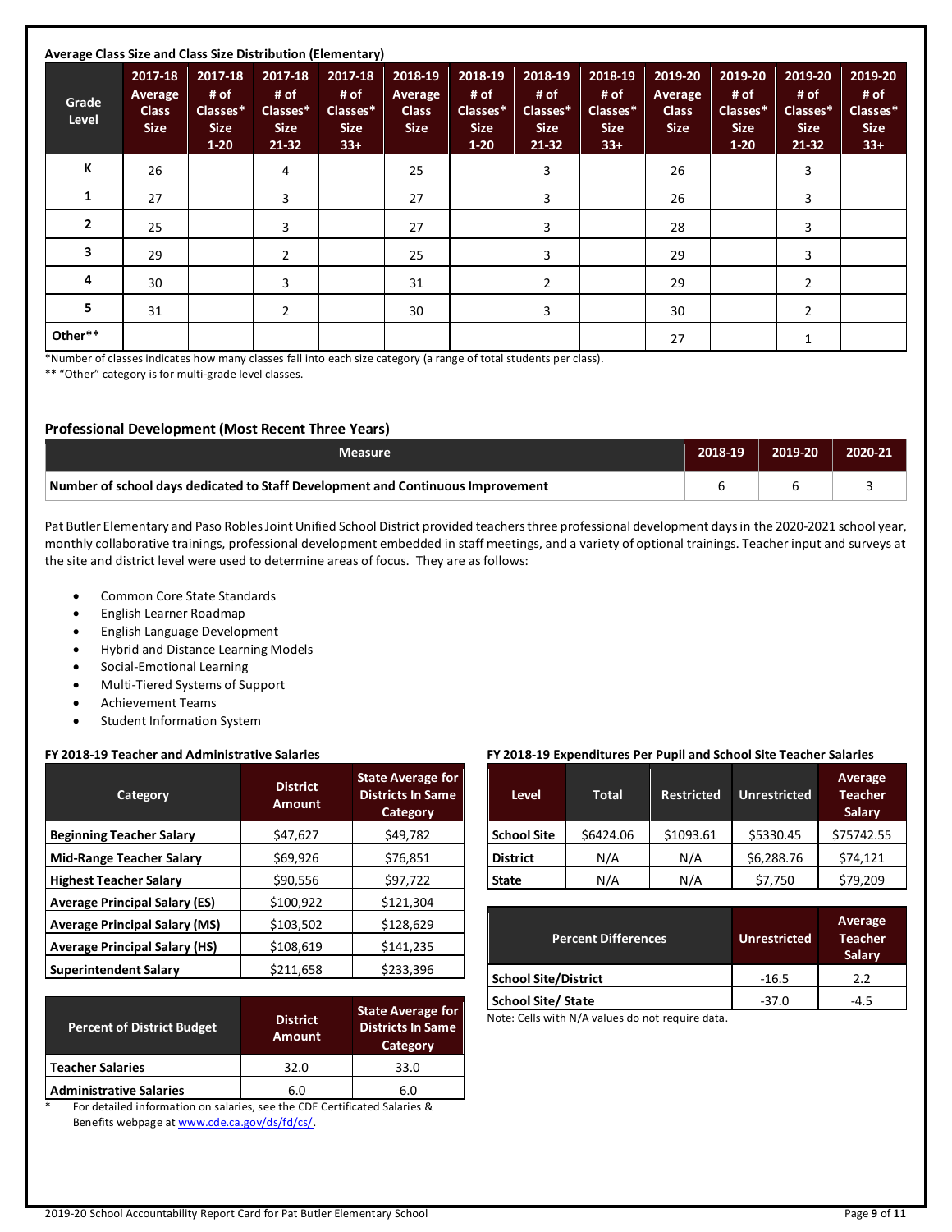**Average Class Size and Class Size Distribution (Elementary)**

| Grade Level | 2017-18 Average Class Size | 2017-18 # of Classes* Size 1-20 | 2017-18 # of Classes* Size 21-32 | 2017-18 # of Classes* Size 33+ | 2018-19 Average Class Size | 2018-19 # of Classes* Size 1-20 | 2018-19 # of Classes* Size 21-32 | 2018-19 # of Classes* Size 33+ | 2019-20 Average Class Size | 2019-20 # of Classes* Size 1-20 | 2019-20 # of Classes* Size 21-32 | 2019-20 # of Classes* Size 33+ |
|---|---|---|---|---|---|---|---|---|---|---|---|---|
| K | 26 | | 4 | | 25 | | 3 | | 26 | | 3 | |
| 1 | 27 | | 3 | | 27 | | 3 | | 26 | | 3 | |
| 2 | 25 | | 3 | | 27 | | 3 | | 28 | | 3 | |
| 3 | 29 | | 2 | | 25 | | 3 | | 29 | | 3 | |
| 4 | 30 | | 3 | | 31 | | 2 | | 29 | | 2 | |
| 5 | 31 | | 2 | | 30 | | 3 | | 30 | | 2 | |
| Other** | | | | | | | | | 27 | | 1 | |

*Number of classes indicates how many classes fall into each size category (a range of total students per class).
** "Other" category is for multi-grade level classes.

**Professional Development (Most Recent Three Years)**

| Measure | 2018-19 | 2019-20 | 2020-21 |
|---|---|---|---|
| Number of school days dedicated to Staff Development and Continuous Improvement | 6 | 6 | 3 |

Pat Butler Elementary and Paso Robles Joint Unified School District provided teachers three professional development days in the 2020-2021 school year, monthly collaborative trainings, professional development embedded in staff meetings, and a variety of optional trainings. Teacher input and surveys at the site and district level were used to determine areas of focus. They are as follows:

- Common Core State Standards
- English Learner Roadmap
- English Language Development
- Hybrid and Distance Learning Models
- Social-Emotional Learning
- Multi-Tiered Systems of Support
- Achievement Teams
- Student Information System

**FY 2018-19 Teacher and Administrative Salaries**

| Category | District Amount | State Average for Districts In Same Category |
|---|---|---|
| Beginning Teacher Salary | $47,627 | $49,782 |
| Mid-Range Teacher Salary | $69,926 | $76,851 |
| Highest Teacher Salary | $90,556 | $97,722 |
| Average Principal Salary (ES) | $100,922 | $121,304 |
| Average Principal Salary (MS) | $103,502 | $128,629 |
| Average Principal Salary (HS) | $108,619 | $141,235 |
| Superintendent Salary | $211,658 | $233,396 |

| Percent of District Budget | District Amount | State Average for Districts In Same Category |
|---|---|---|
| Teacher Salaries | 32.0 | 33.0 |
| Administrative Salaries | 6.0 | 6.0 |

\* For detailed information on salaries, see the CDE Certificated Salaries & Benefits webpage at www.cde.ca.gov/ds/fd/cs/.

**FY 2018-19 Expenditures Per Pupil and School Site Teacher Salaries**

| Level | Total | Restricted | Unrestricted | Average Teacher Salary |
|---|---|---|---|---|
| School Site | $6424.06 | $1093.61 | $5330.45 | $75742.55 |
| District | N/A | N/A | $6,288.76 | $74,121 |
| State | N/A | N/A | $7,750 | $79,209 |

| Percent Differences | Unrestricted | Average Teacher Salary |
|---|---|---|
| School Site/District | -16.5 | 2.2 |
| School Site/ State | -37.0 | -4.5 |

Note: Cells with N/A values do not require data.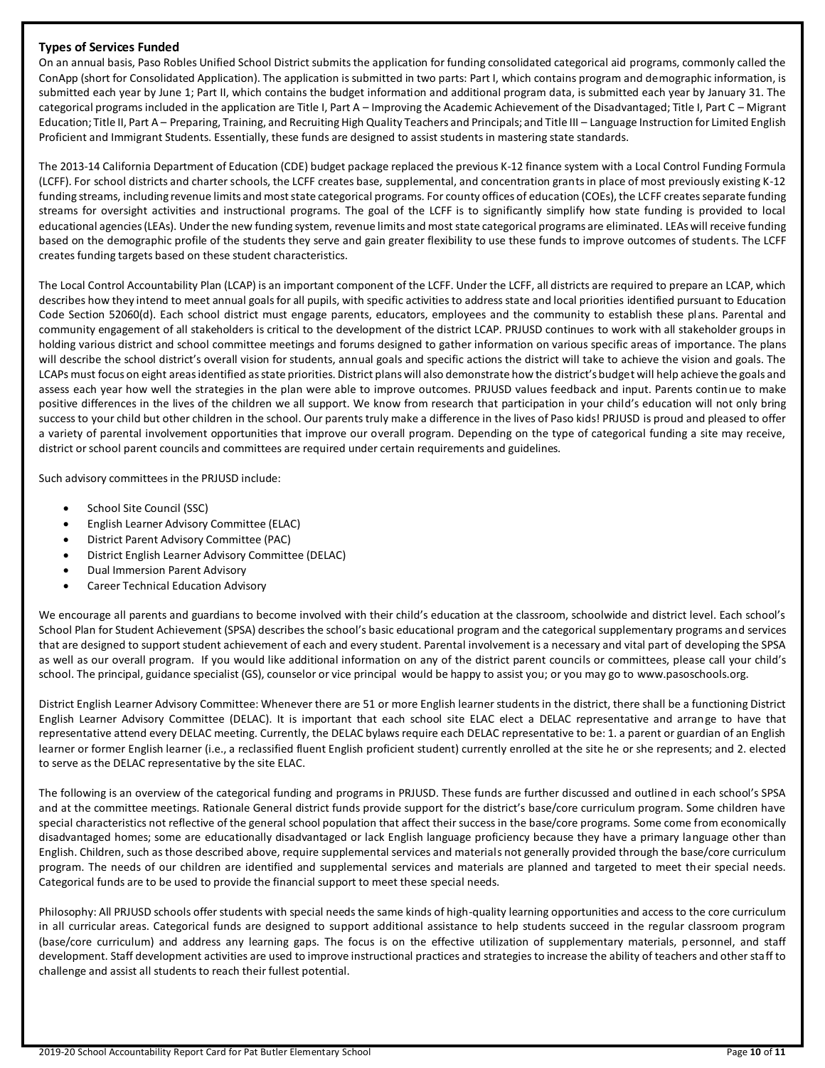**Types of Services Funded**

On an annual basis, Paso Robles Unified School District submits the application for funding consolidated categorical aid programs, commonly called the ConApp (short for Consolidated Application). The application is submitted in two parts: Part I, which contains program and demographic information, is submitted each year by June 1; Part II, which contains the budget information and additional program data, is submitted each year by January 31. The categorical programs included in the application are Title I, Part A – Improving the Academic Achievement of the Disadvantaged; Title I, Part C – Migrant Education; Title II, Part A – Preparing, Training, and Recruiting High Quality Teachers and Principals; and Title III – Language Instruction for Limited English Proficient and Immigrant Students. Essentially, these funds are designed to assist students in mastering state standards.

The 2013-14 California Department of Education (CDE) budget package replaced the previous K-12 finance system with a Local Control Funding Formula (LCFF). For school districts and charter schools, the LCFF creates base, supplemental, and concentration grants in place of most previously existing K-12 funding streams, including revenue limits and most state categorical programs. For county offices of education (COEs), the LCFF creates separate funding streams for oversight activities and instructional programs. The goal of the LCFF is to significantly simplify how state funding is provided to local educational agencies (LEAs). Under the new funding system, revenue limits and most state categorical programs are eliminated. LEAs will receive funding based on the demographic profile of the students they serve and gain greater flexibility to use these funds to improve outcomes of students. The LCFF creates funding targets based on these student characteristics.

The Local Control Accountability Plan (LCAP) is an important component of the LCFF. Under the LCFF, all districts are required to prepare an LCAP, which describes how they intend to meet annual goals for all pupils, with specific activities to address state and local priorities identified pursuant to Education Code Section 52060(d). Each school district must engage parents, educators, employees and the community to establish these plans. Parental and community engagement of all stakeholders is critical to the development of the district LCAP. PRJUSD continues to work with all stakeholder groups in holding various district and school committee meetings and forums designed to gather information on various specific areas of importance. The plans will describe the school district's overall vision for students, annual goals and specific actions the district will take to achieve the vision and goals. The LCAPs must focus on eight areas identified as state priorities. District plans will also demonstrate how the district's budget will help achieve the goals and assess each year how well the strategies in the plan were able to improve outcomes. PRJUSD values feedback and input. Parents continue to make positive differences in the lives of the children we all support. We know from research that participation in your child's education will not only bring success to your child but other children in the school. Our parents truly make a difference in the lives of Paso kids! PRJUSD is proud and pleased to offer a variety of parental involvement opportunities that improve our overall program. Depending on the type of categorical funding a site may receive, district or school parent councils and committees are required under certain requirements and guidelines.

Such advisory committees in the PRJUSD include:

- School Site Council (SSC)
- English Learner Advisory Committee (ELAC)
- District Parent Advisory Committee (PAC)
- District English Learner Advisory Committee (DELAC)
- Dual Immersion Parent Advisory
- Career Technical Education Advisory

We encourage all parents and guardians to become involved with their child's education at the classroom, schoolwide and district level. Each school's School Plan for Student Achievement (SPSA) describes the school's basic educational program and the categorical supplementary programs and services that are designed to support student achievement of each and every student. Parental involvement is a necessary and vital part of developing the SPSA as well as our overall program. If you would like additional information on any of the district parent councils or committees, please call your child's school. The principal, guidance specialist (GS), counselor or vice principal would be happy to assist you; or you may go to www.pasoschools.org.

District English Learner Advisory Committee: Whenever there are 51 or more English learner students in the district, there shall be a functioning District English Learner Advisory Committee (DELAC). It is important that each school site ELAC elect a DELAC representative and arrange to have that representative attend every DELAC meeting. Currently, the DELAC bylaws require each DELAC representative to be: 1. a parent or guardian of an English learner or former English learner (i.e., a reclassified fluent English proficient student) currently enrolled at the site he or she represents; and 2. elected to serve as the DELAC representative by the site ELAC.

The following is an overview of the categorical funding and programs in PRJUSD. These funds are further discussed and outlined in each school's SPSA and at the committee meetings. Rationale General district funds provide support for the district's base/core curriculum program. Some children have special characteristics not reflective of the general school population that affect their success in the base/core programs. Some come from economically disadvantaged homes; some are educationally disadvantaged or lack English language proficiency because they have a primary language other than English. Children, such as those described above, require supplemental services and materials not generally provided through the base/core curriculum program. The needs of our children are identified and supplemental services and materials are planned and targeted to meet their special needs. Categorical funds are to be used to provide the financial support to meet these special needs.

Philosophy: All PRJUSD schools offer students with special needs the same kinds of high-quality learning opportunities and access to the core curriculum in all curricular areas. Categorical funds are designed to support additional assistance to help students succeed in the regular classroom program (base/core curriculum) and address any learning gaps. The focus is on the effective utilization of supplementary materials, personnel, and staff development. Staff development activities are used to improve instructional practices and strategies to increase the ability of teachers and other staff to challenge and assist all students to reach their fullest potential.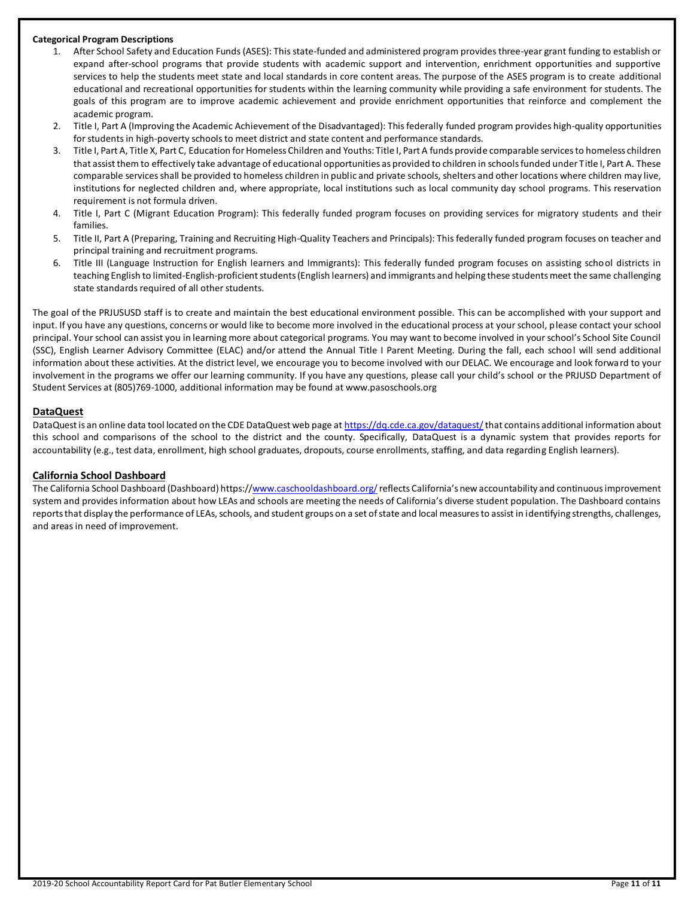**Categorical Program Descriptions**

1. After School Safety and Education Funds (ASES): This state-funded and administered program provides three-year grant funding to establish or expand after-school programs that provide students with academic support and intervention, enrichment opportunities and supportive services to help the students meet state and local standards in core content areas. The purpose of the ASES program is to create additional educational and recreational opportunities for students within the learning community while providing a safe environment for students. The goals of this program are to improve academic achievement and provide enrichment opportunities that reinforce and complement the academic program.
2. Title I, Part A (Improving the Academic Achievement of the Disadvantaged): This federally funded program provides high-quality opportunities for students in high-poverty schools to meet district and state content and performance standards.
3. Title I, Part A, Title X, Part C, Education for Homeless Children and Youths: Title I, Part A funds provide comparable services to homeless children that assist them to effectively take advantage of educational opportunities as provided to children in schools funded under Title I, Part A. These comparable services shall be provided to homeless children in public and private schools, shelters and other locations where children may live, institutions for neglected children and, where appropriate, local institutions such as local community day school programs. This reservation requirement is not formula driven.
4. Title I, Part C (Migrant Education Program): This federally funded program focuses on providing services for migratory students and their families.
5. Title II, Part A (Preparing, Training and Recruiting High-Quality Teachers and Principals): This federally funded program focuses on teacher and principal training and recruitment programs.
6. Title III (Language Instruction for English learners and Immigrants): This federally funded program focuses on assisting school districts in teaching English to limited-English-proficient students (English learners) and immigrants and helping these students meet the same challenging state standards required of all other students.

The goal of the PRJUSUSD staff is to create and maintain the best educational environment possible. This can be accomplished with your support and input. If you have any questions, concerns or would like to become more involved in the educational process at your school, please contact your school principal. Your school can assist you in learning more about categorical programs. You may want to become involved in your school's School Site Council (SSC), English Learner Advisory Committee (ELAC) and/or attend the Annual Title I Parent Meeting. During the fall, each school will send additional information about these activities. At the district level, we encourage you to become involved with our DELAC. We encourage and look forward to your involvement in the programs we offer our learning community. If you have any questions, please call your child's school or the PRJUSD Department of Student Services at (805)769-1000, additional information may be found at www.pasoschools.org

## DataQuest

DataQuest is an online data tool located on the CDE DataQuest web page at https://dq.cde.ca.gov/dataquest/ that contains additional information about this school and comparisons of the school to the district and the county. Specifically, DataQuest is a dynamic system that provides reports for accountability (e.g., test data, enrollment, high school graduates, dropouts, course enrollments, staffing, and data regarding English learners).

## California School Dashboard

The California School Dashboard (Dashboard) https://www.caschooldashboard.org/ reflects California's new accountability and continuous improvement system and provides information about how LEAs and schools are meeting the needs of California's diverse student population. The Dashboard contains reports that display the performance of LEAs, schools, and student groups on a set of state and local measures to assist in identifying strengths, challenges, and areas in need of improvement.